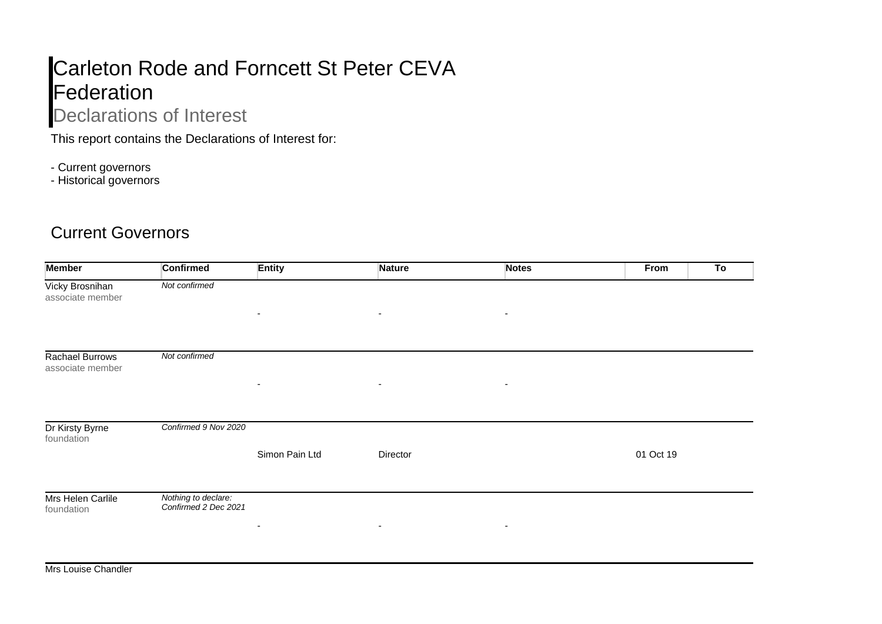# Carleton Rode and Forncett St Peter CEVA Federation

## Declarations of Interest

This report contains the Declarations of Interest for:

- Current governors
- Historical governors

## Current Governors

| Member | Confirmed | Entity | Nature | Notes | From | To |
|---|---|---|---|---|---|---|
| Vicky Brosnihan<br>associate member | *Not confirmed* | - | - | - | | |
| Rachael Burrows<br>associate member | *Not confirmed* | - | - | - | | |
| Dr Kirsty Byrne<br>foundation | *Confirmed 9 Nov 2020* | Simon Pain Ltd | Director | | 01 Oct 19 | |
| Mrs Helen Carlile<br>foundation | *Nothing to declare: Confirmed 2 Dec 2021* | - | - | - | | |
| Mrs Louise Chandler | | | | | | |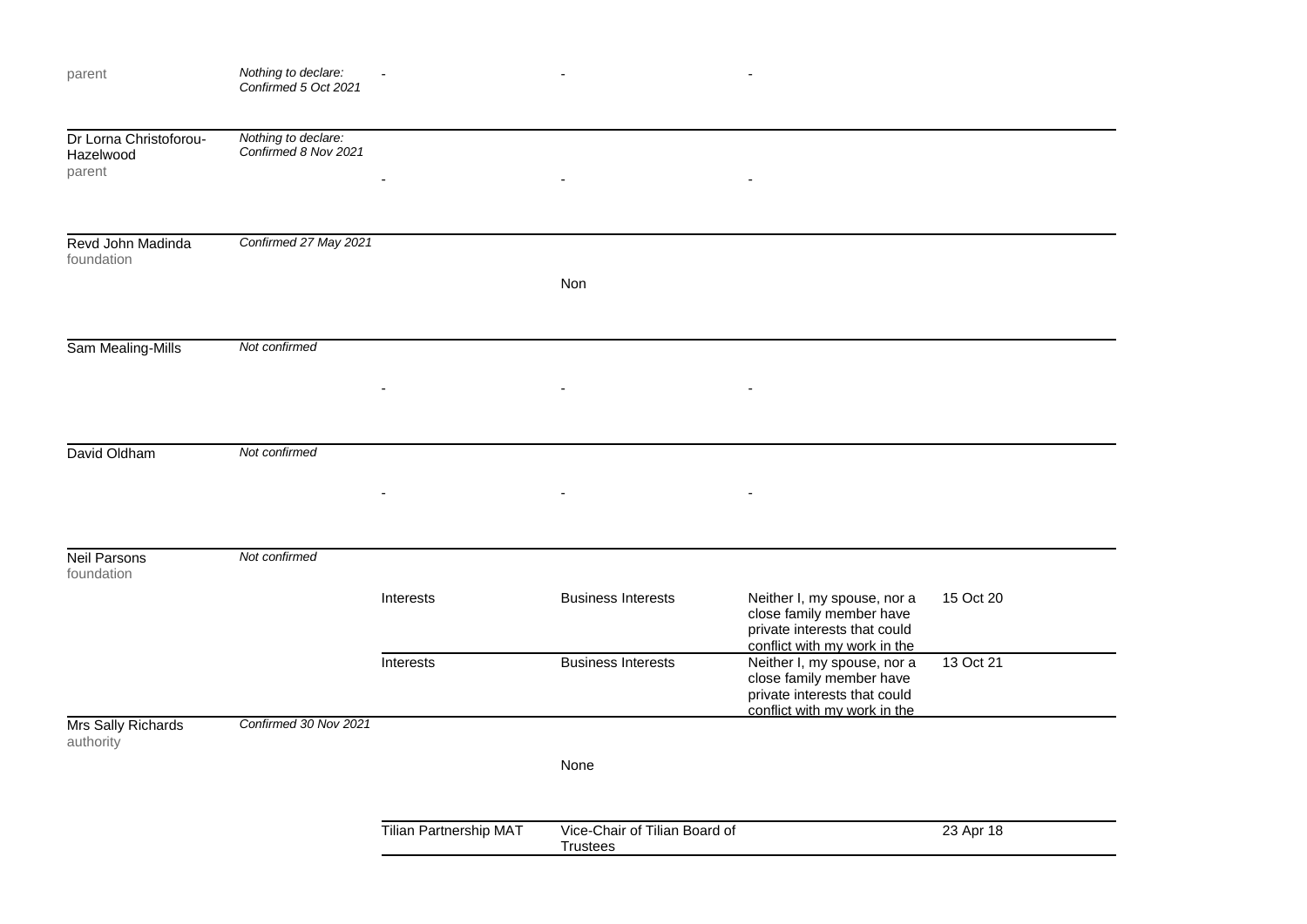| | | | | | |
|---|---|---|---|---|---|
| parent | *Nothing to declare: Confirmed 5 Oct 2021* | - | - | - | |
| Dr Lorna Christoforou-Hazelwood parent | *Nothing to declare: Confirmed 8 Nov 2021* | - | - | - | |
| Revd John Madinda foundation | *Confirmed 27 May 2021* | | Non | | |
| Sam Mealing-Mills | *Not confirmed* | - | - | - | |
| David Oldham | *Not confirmed* | - | - | - | |
| Neil Parsons foundation | *Not confirmed* | Interests | Business Interests | Neither I, my spouse, nor a close family member have private interests that could conflict with my work in the | 15 Oct 20 |
| | | Interests | Business Interests | Neither I, my spouse, nor a close family member have private interests that could conflict with my work in the | 13 Oct 21 |
| Mrs Sally Richards authority | *Confirmed 30 Nov 2021* | | None | | |
| | | Tilian Partnership MAT | Vice-Chair of Tilian Board of Trustees | | 23 Apr 18 |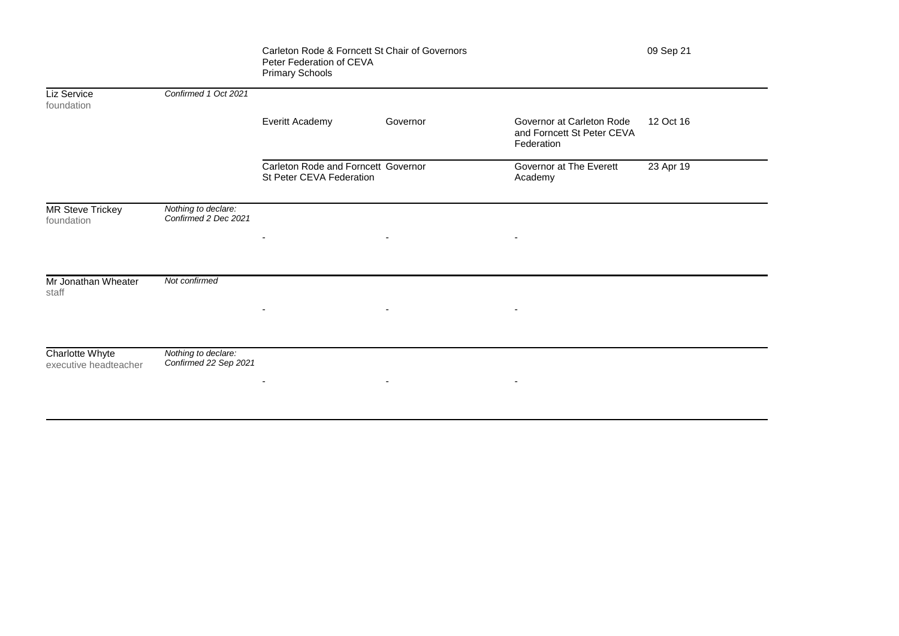| | | | | | |
|---|---|---|---|---|---|
| | | Carleton Rode & Forncett St Peter Federation of CEVA Primary Schools | Chair of Governors | | 09 Sep 21 |
| Liz Service<br>foundation | *Confirmed 1 Oct 2021* | | | | |
| | | Everitt Academy | Governor | Governor at Carleton Rode and Forncett St Peter CEVA Federation | 12 Oct 16 |
| | | Carleton Rode and Forncett St Peter CEVA Federation | Governor | Governor at The Everett Academy | 23 Apr 19 |
| MR Steve Trickey<br>foundation | *Nothing to declare: Confirmed 2 Dec 2021* | | | | |
| | | - | - | - | |
| Mr Jonathan Wheater<br>staff | *Not confirmed* | | | | |
| | | - | - | - | |
| Charlotte Whyte<br>executive headteacher | *Nothing to declare: Confirmed 22 Sep 2021* | | | | |
| | | - | - | - | |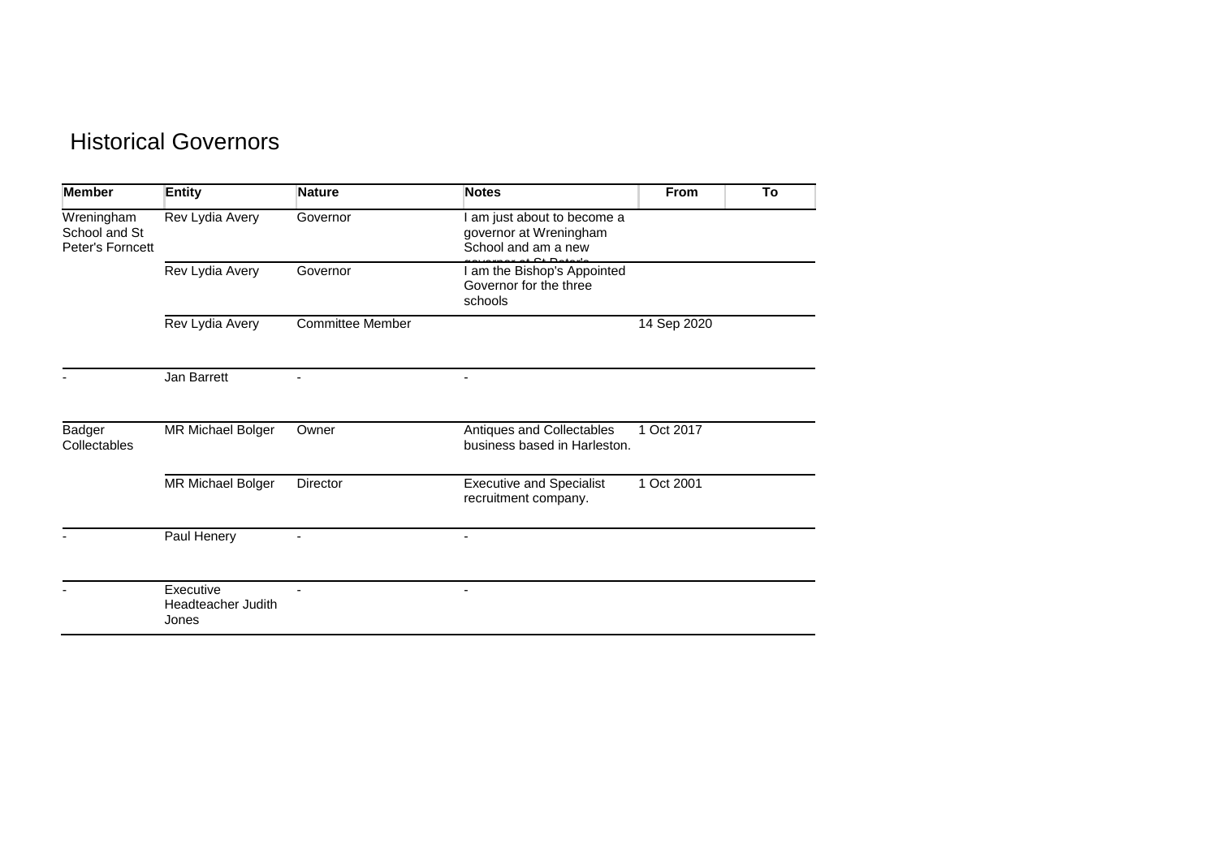# Historical Governors

| Member | Entity | Nature | Notes | From | To |
|---|---|---|---|---|---|
| Wreningham School and St Peter's Forncett | Rev Lydia Avery | Governor | I am just about to become a governor at Wreningham School and am a new governor at St Peter's | | |
| | Rev Lydia Avery | Governor | I am the Bishop's Appointed Governor for the three schools | | |
| | Rev Lydia Avery | Committee Member | | 14 Sep 2020 | |
| - | Jan Barrett | - | - | | |
| Badger Collectables | MR Michael Bolger | Owner | Antiques and Collectables business based in Harleston. | 1 Oct 2017 | |
| | MR Michael Bolger | Director | Executive and Specialist recruitment company. | 1 Oct 2001 | |
| - | Paul Henery | - | - | | |
| - | Executive Headteacher Judith Jones | - | - | | |